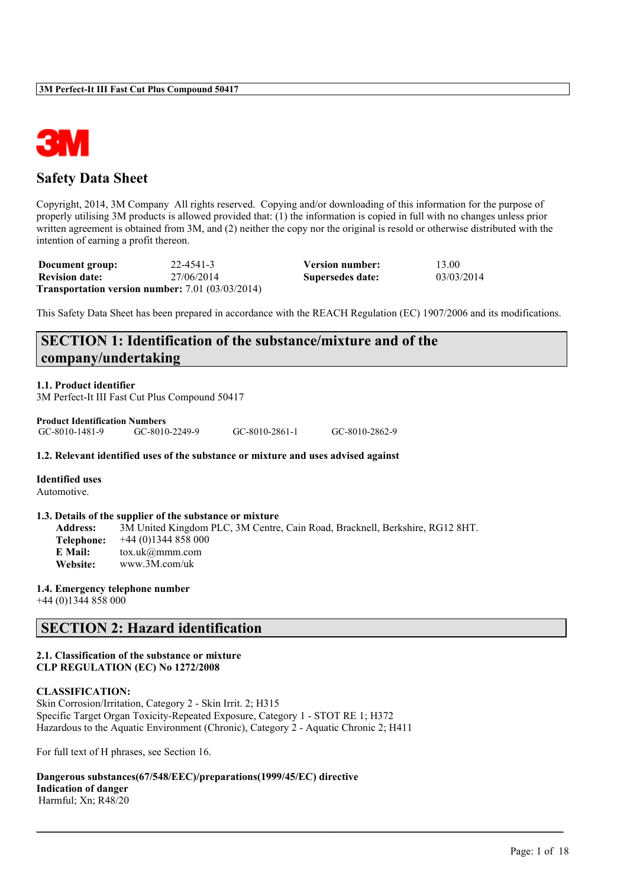# Safety Data Sheet

Copyright, 2014, 3M Company All rights reserved. Copying and/or downloading of this information for the purpose of properly utilising 3M products is allowed provided that: (1) the information is copied in full with no changes unless prior written agreement is obtained from 3M, and (2) neither the copy nor the original is resold or otherwise distributed with the intention of earning a profit thereon.

| | | | |
|---|---|---|---|
| **Document group:** | 22-4541-3 | **Version number:** | 13.00 |
| **Revision date:** | 27/06/2014 | **Supersedes date:** | 03/03/2014 |

**Transportation version number:** 7.01 (03/03/2014)

This Safety Data Sheet has been prepared in accordance with the REACH Regulation (EC) 1907/2006 and its modifications.

## SECTION 1: Identification of the substance/mixture and of the company/undertaking

### 1.1. Product identifier

3M Perfect-It III Fast Cut Plus Compound 50417

**Product Identification Numbers**

GC-8010-1481-9 GC-8010-2249-9 GC-8010-2861-1 GC-8010-2862-9

### 1.2. Relevant identified uses of the substance or mixture and uses advised against

**Identified uses**

Automotive.

### 1.3. Details of the supplier of the substance or mixture

**Address:** 3M United Kingdom PLC, 3M Centre, Cain Road, Bracknell, Berkshire, RG12 8HT.
**Telephone:** +44 (0)1344 858 000
**E Mail:** tox.uk@mmm.com
**Website:** www.3M.com/uk

### 1.4. Emergency telephone number

+44 (0)1344 858 000

## SECTION 2: Hazard identification

### 2.1. Classification of the substance or mixture

**CLP REGULATION (EC) No 1272/2008**

**CLASSIFICATION:**

Skin Corrosion/Irritation, Category 2 - Skin Irrit. 2; H315
Specific Target Organ Toxicity-Repeated Exposure, Category 1 - STOT RE 1; H372
Hazardous to the Aquatic Environment (Chronic), Category 2 - Aquatic Chronic 2; H411

For full text of H phrases, see Section 16.

**Dangerous substances(67/548/EEC)/preparations(1999/45/EC) directive**
**Indication of danger**
Harmful; Xn; R48/20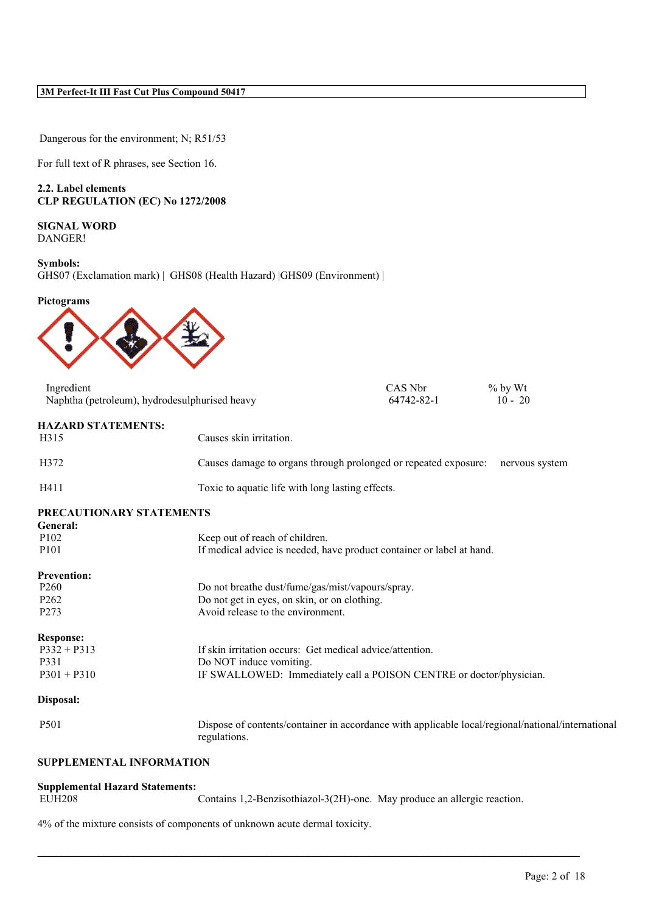Dangerous for the environment; N; R51/53

For full text of R phrases, see Section 16.

**2.2. Label elements**
**CLP REGULATION (EC) No 1272/2008**

**SIGNAL WORD**
DANGER!

**Symbols:**
GHS07 (Exclamation mark) | GHS08 (Health Hazard) |GHS09 (Environment) |

**Pictograms**

| Ingredient | CAS Nbr | % by Wt |
|---|---|---|
| Naphtha (petroleum), hydrodesulphurised heavy | 64742-82-1 | 10 - 20 |

**HAZARD STATEMENTS:**

| | |
|---|---|
| H315 | Causes skin irritation. |
| H372 | Causes damage to organs through prolonged or repeated exposure: nervous system |
| H411 | Toxic to aquatic life with long lasting effects. |

**PRECAUTIONARY STATEMENTS**

**General:**

| | |
|---|---|
| P102 | Keep out of reach of children. |
| P101 | If medical advice is needed, have product container or label at hand. |

**Prevention:**

| | |
|---|---|
| P260 | Do not breathe dust/fume/gas/mist/vapours/spray. |
| P262 | Do not get in eyes, on skin, or on clothing. |
| P273 | Avoid release to the environment. |

**Response:**

| | |
|---|---|
| P332 + P313 | If skin irritation occurs: Get medical advice/attention. |
| P331 | Do NOT induce vomiting. |
| P301 + P310 | IF SWALLOWED: Immediately call a POISON CENTRE or doctor/physician. |

**Disposal:**

| | |
|---|---|
| P501 | Dispose of contents/container in accordance with applicable local/regional/national/international regulations. |

**SUPPLEMENTAL INFORMATION**

**Supplemental Hazard Statements:**

| | |
|---|---|
| EUH208 | Contains 1,2-Benzisothiazol-3(2H)-one. May produce an allergic reaction. |

4% of the mixture consists of components of unknown acute dermal toxicity.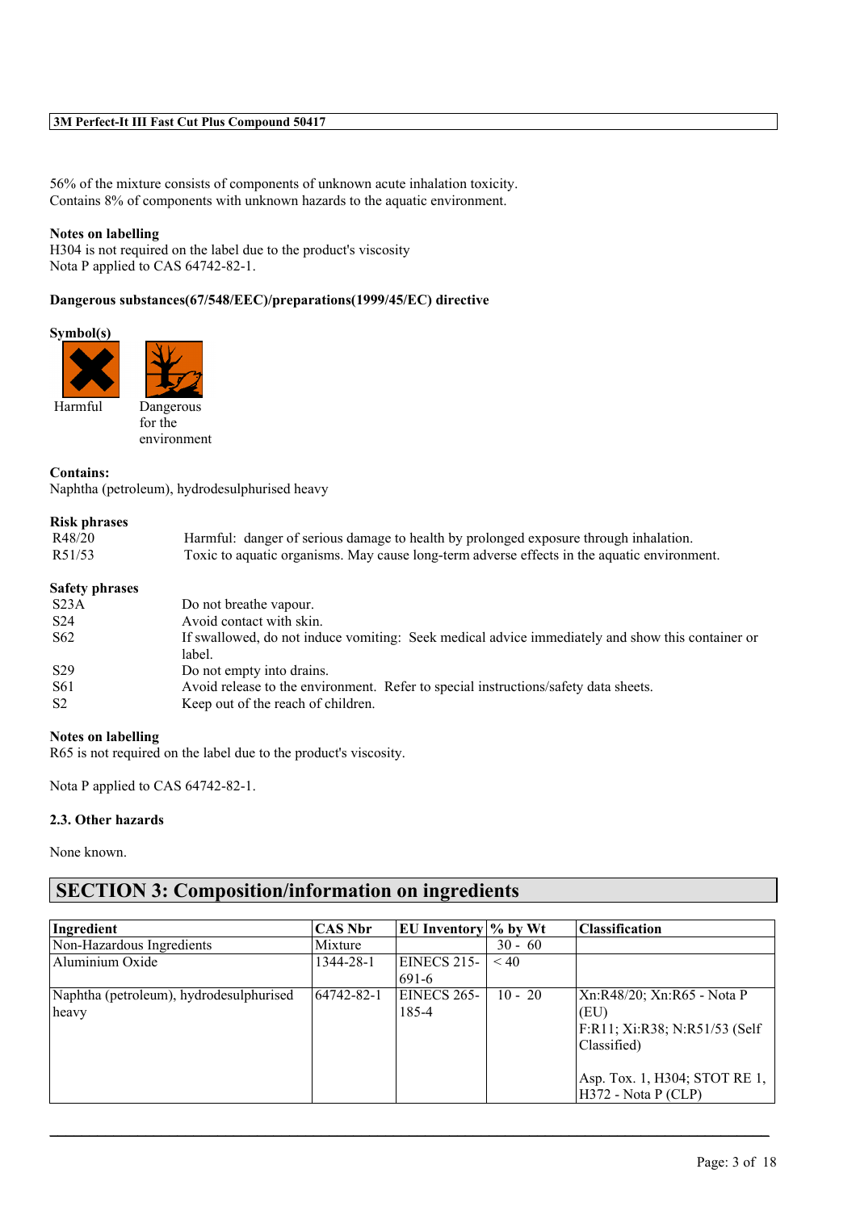56% of the mixture consists of components of unknown acute inhalation toxicity.
Contains 8% of components with unknown hazards to the aquatic environment.

**Notes on labelling**
H304 is not required on the label due to the product's viscosity
Nota P applied to CAS 64742-82-1.

**Dangerous substances(67/548/EEC)/preparations(1999/45/EC) directive**

**Symbol(s)**

Harmful

Dangerous for the environment

**Contains:**
Naphtha (petroleum), hydrodesulphurised heavy

**Risk phrases**

| | |
|---|---|
| R48/20 | Harmful: danger of serious damage to health by prolonged exposure through inhalation. |
| R51/53 | Toxic to aquatic organisms. May cause long-term adverse effects in the aquatic environment. |

**Safety phrases**

| | |
|---|---|
| S23A | Do not breathe vapour. |
| S24 | Avoid contact with skin. |
| S62 | If swallowed, do not induce vomiting: Seek medical advice immediately and show this container or label. |
| S29 | Do not empty into drains. |
| S61 | Avoid release to the environment. Refer to special instructions/safety data sheets. |
| S2 | Keep out of the reach of children. |

**Notes on labelling**
R65 is not required on the label due to the product's viscosity.

Nota P applied to CAS 64742-82-1.

**2.3. Other hazards**

None known.

## SECTION 3: Composition/information on ingredients

| Ingredient | CAS Nbr | EU Inventory | % by Wt | Classification |
|---|---|---|---|---|
| Non-Hazardous Ingredients | Mixture | | 30 - 60 | |
| Aluminium Oxide | 1344-28-1 | EINECS 215-691-6 | < 40 | |
| Naphtha (petroleum), hydrodesulphurised heavy | 64742-82-1 | EINECS 265-185-4 | 10 - 20 | Xn:R48/20; Xn:R65 - Nota P (EU)<br>F:R11; Xi:R38; N:R51/53 (Self Classified)<br><br>Asp. Tox. 1, H304; STOT RE 1, H372 - Nota P (CLP) |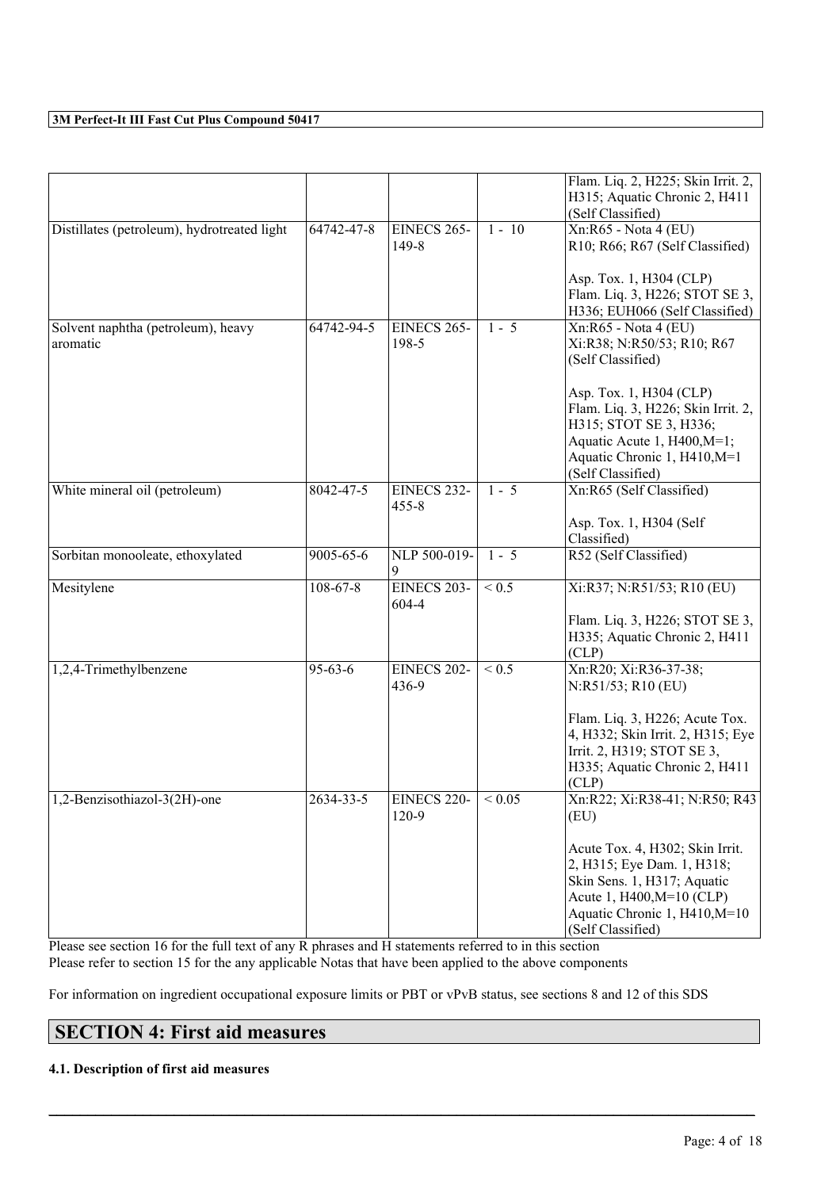| | | | | |
|---|---|---|---|---|
| | | | | Flam. Liq. 2, H225; Skin Irrit. 2, H315; Aquatic Chronic 2, H411 (Self Classified) |
| Distillates (petroleum), hydrotreated light | 64742-47-8 | EINECS 265-149-8 | 1 - 10 | Xn:R65 - Nota 4 (EU) R10; R66; R67 (Self Classified)<br><br>Asp. Tox. 1, H304 (CLP) Flam. Liq. 3, H226; STOT SE 3, H336; EUH066 (Self Classified) |
| Solvent naphtha (petroleum), heavy aromatic | 64742-94-5 | EINECS 265-198-5 | 1 - 5 | Xn:R65 - Nota 4 (EU) Xi:R38; N:R50/53; R10; R67 (Self Classified)<br><br>Asp. Tox. 1, H304 (CLP) Flam. Liq. 3, H226; Skin Irrit. 2, H315; STOT SE 3, H336; Aquatic Acute 1, H400,M=1; Aquatic Chronic 1, H410,M=1 (Self Classified) |
| White mineral oil (petroleum) | 8042-47-5 | EINECS 232-455-8 | 1 - 5 | Xn:R65 (Self Classified)<br><br>Asp. Tox. 1, H304 (Self Classified) |
| Sorbitan monooleate, ethoxylated | 9005-65-6 | NLP 500-019-9 | 1 - 5 | R52 (Self Classified) |
| Mesitylene | 108-67-8 | EINECS 203-604-4 | < 0.5 | Xi:R37; N:R51/53; R10 (EU)<br><br>Flam. Liq. 3, H226; STOT SE 3, H335; Aquatic Chronic 2, H411 (CLP) |
| 1,2,4-Trimethylbenzene | 95-63-6 | EINECS 202-436-9 | < 0.5 | Xn:R20; Xi:R36-37-38; N:R51/53; R10 (EU)<br><br>Flam. Liq. 3, H226; Acute Tox. 4, H332; Skin Irrit. 2, H315; Eye Irrit. 2, H319; STOT SE 3, H335; Aquatic Chronic 2, H411 (CLP) |
| 1,2-Benzisothiazol-3(2H)-one | 2634-33-5 | EINECS 220-120-9 | < 0.05 | Xn:R22; Xi:R38-41; N:R50; R43 (EU)<br><br>Acute Tox. 4, H302; Skin Irrit. 2, H315; Eye Dam. 1, H318; Skin Sens. 1, H317; Aquatic Acute 1, H400,M=10 (CLP) Aquatic Chronic 1, H410,M=10 (Self Classified) |

Please see section 16 for the full text of any R phrases and H statements referred to in this section
Please refer to section 15 for the any applicable Notas that have been applied to the above components

For information on ingredient occupational exposure limits or PBT or vPvB status, see sections 8 and 12 of this SDS

## SECTION 4: First aid measures

### 4.1. Description of first aid measures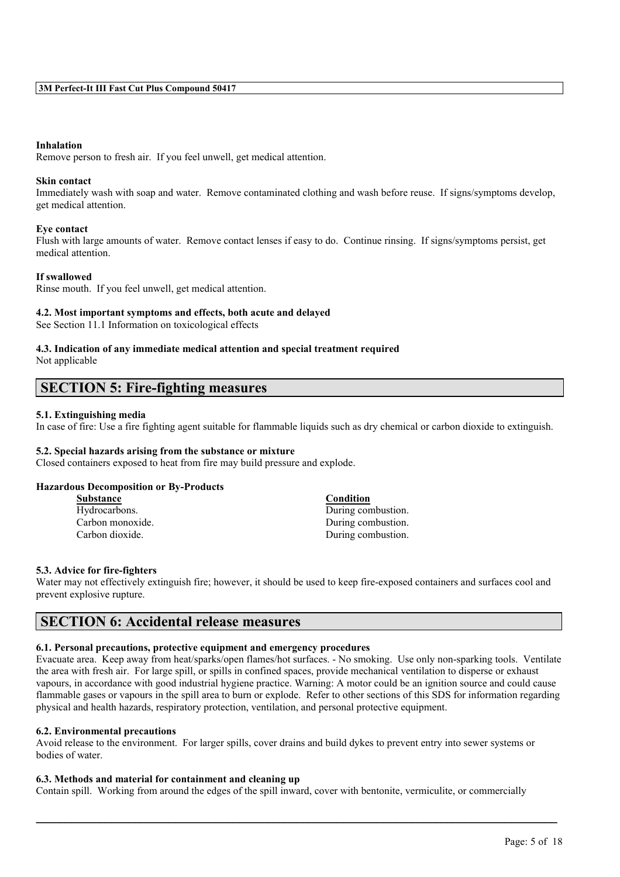#### Inhalation
Remove person to fresh air. If you feel unwell, get medical attention.

#### Skin contact
Immediately wash with soap and water. Remove contaminated clothing and wash before reuse. If signs/symptoms develop, get medical attention.

#### Eye contact
Flush with large amounts of water. Remove contact lenses if easy to do. Continue rinsing. If signs/symptoms persist, get medical attention.

#### If swallowed
Rinse mouth. If you feel unwell, get medical attention.

### 4.2. Most important symptoms and effects, both acute and delayed
See Section 11.1 Information on toxicological effects

### 4.3. Indication of any immediate medical attention and special treatment required
Not applicable

## SECTION 5: Fire-fighting measures

### 5.1. Extinguishing media
In case of fire: Use a fire fighting agent suitable for flammable liquids such as dry chemical or carbon dioxide to extinguish.

### 5.2. Special hazards arising from the substance or mixture
Closed containers exposed to heat from fire may build pressure and explode.

#### Hazardous Decomposition or By-Products

| Substance | Condition |
|---|---|
| Hydrocarbons. | During combustion. |
| Carbon monoxide. | During combustion. |
| Carbon dioxide. | During combustion. |

### 5.3. Advice for fire-fighters
Water may not effectively extinguish fire; however, it should be used to keep fire-exposed containers and surfaces cool and prevent explosive rupture.

## SECTION 6: Accidental release measures

### 6.1. Personal precautions, protective equipment and emergency procedures
Evacuate area. Keep away from heat/sparks/open flames/hot surfaces. - No smoking. Use only non-sparking tools. Ventilate the area with fresh air. For large spill, or spills in confined spaces, provide mechanical ventilation to disperse or exhaust vapours, in accordance with good industrial hygiene practice. Warning: A motor could be an ignition source and could cause flammable gases or vapours in the spill area to burn or explode. Refer to other sections of this SDS for information regarding physical and health hazards, respiratory protection, ventilation, and personal protective equipment.

### 6.2. Environmental precautions
Avoid release to the environment. For larger spills, cover drains and build dykes to prevent entry into sewer systems or bodies of water.

### 6.3. Methods and material for containment and cleaning up
Contain spill. Working from around the edges of the spill inward, cover with bentonite, vermiculite, or commercially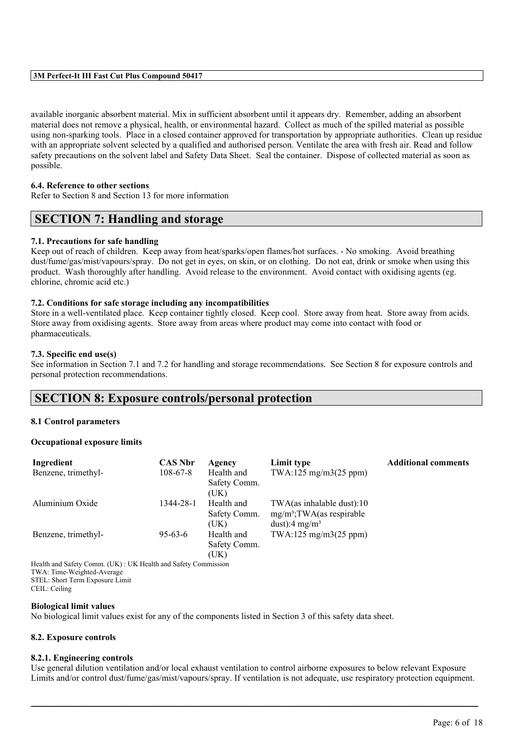available inorganic absorbent material. Mix in sufficient absorbent until it appears dry. Remember, adding an absorbent material does not remove a physical, health, or environmental hazard. Collect as much of the spilled material as possible using non-sparking tools. Place in a closed container approved for transportation by appropriate authorities. Clean up residue with an appropriate solvent selected by a qualified and authorised person. Ventilate the area with fresh air. Read and follow safety precautions on the solvent label and Safety Data Sheet. Seal the container. Dispose of collected material as soon as possible.

**6.4. Reference to other sections**

Refer to Section 8 and Section 13 for more information

## SECTION 7: Handling and storage

**7.1. Precautions for safe handling**

Keep out of reach of children. Keep away from heat/sparks/open flames/hot surfaces. - No smoking. Avoid breathing dust/fume/gas/mist/vapours/spray. Do not get in eyes, on skin, or on clothing. Do not eat, drink or smoke when using this product. Wash thoroughly after handling. Avoid release to the environment. Avoid contact with oxidising agents (eg. chlorine, chromic acid etc.)

**7.2. Conditions for safe storage including any incompatibilities**

Store in a well-ventilated place. Keep container tightly closed. Keep cool. Store away from heat. Store away from acids. Store away from oxidising agents. Store away from areas where product may come into contact with food or pharmaceuticals.

**7.3. Specific end use(s)**

See information in Section 7.1 and 7.2 for handling and storage recommendations. See Section 8 for exposure controls and personal protection recommendations.

## SECTION 8: Exposure controls/personal protection

**8.1 Control parameters**

**Occupational exposure limits**

| Ingredient | CAS Nbr | Agency | Limit type | Additional comments |
|---|---|---|---|---|
| Benzene, trimethyl- | 108-67-8 | Health and Safety Comm. (UK) | TWA:125 mg/m3(25 ppm) | |
| Aluminium Oxide | 1344-28-1 | Health and Safety Comm. (UK) | TWA(as inhalable dust):10 mg/m³;TWA(as respirable dust):4 mg/m³ | |
| Benzene, trimethyl- | 95-63-6 | Health and Safety Comm. (UK) | TWA:125 mg/m3(25 ppm) | |

Health and Safety Comm. (UK) : UK Health and Safety Commission
TWA: Time-Weighted-Average
STEL: Short Term Exposure Limit
CEIL: Ceiling

**Biological limit values**

No biological limit values exist for any of the components listed in Section 3 of this safety data sheet.

**8.2. Exposure controls**

**8.2.1. Engineering controls**

Use general dilution ventilation and/or local exhaust ventilation to control airborne exposures to below relevant Exposure Limits and/or control dust/fume/gas/mist/vapours/spray. If ventilation is not adequate, use respiratory protection equipment.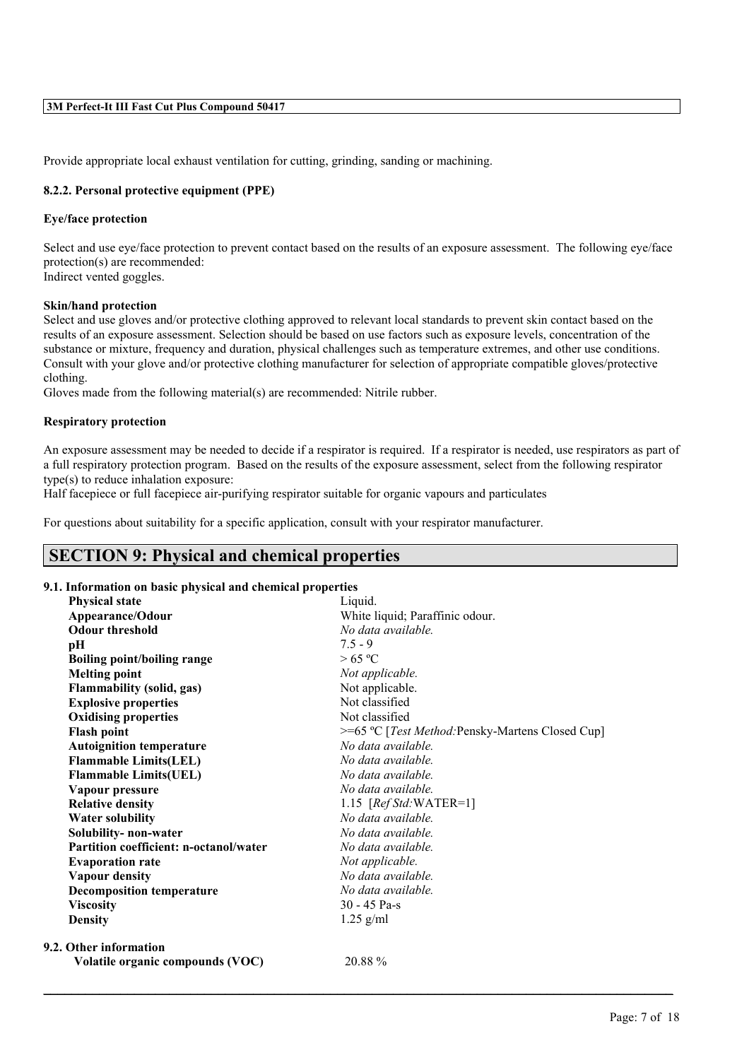Provide appropriate local exhaust ventilation for cutting, grinding, sanding or machining.

### 8.2.2. Personal protective equipment (PPE)

**Eye/face protection**

Select and use eye/face protection to prevent contact based on the results of an exposure assessment. The following eye/face protection(s) are recommended:
Indirect vented goggles.

**Skin/hand protection**

Select and use gloves and/or protective clothing approved to relevant local standards to prevent skin contact based on the results of an exposure assessment. Selection should be based on use factors such as exposure levels, concentration of the substance or mixture, frequency and duration, physical challenges such as temperature extremes, and other use conditions. Consult with your glove and/or protective clothing manufacturer for selection of appropriate compatible gloves/protective clothing.
Gloves made from the following material(s) are recommended: Nitrile rubber.

**Respiratory protection**

An exposure assessment may be needed to decide if a respirator is required. If a respirator is needed, use respirators as part of a full respiratory protection program. Based on the results of the exposure assessment, select from the following respirator type(s) to reduce inhalation exposure:
Half facepiece or full facepiece air-purifying respirator suitable for organic vapours and particulates

For questions about suitability for a specific application, consult with your respirator manufacturer.

## SECTION 9: Physical and chemical properties

### 9.1. Information on basic physical and chemical properties

| Property | Value |
|---|---|
| **Physical state** | Liquid. |
| **Appearance/Odour** | White liquid; Paraffinic odour. |
| **Odour threshold** | *No data available.* |
| **pH** | 7.5 - 9 |
| **Boiling point/boiling range** | > 65 ºC |
| **Melting point** | *Not applicable.* |
| **Flammability (solid, gas)** | Not applicable. |
| **Explosive properties** | Not classified |
| **Oxidising properties** | Not classified |
| **Flash point** | >=65 ºC [*Test Method:*Pensky-Martens Closed Cup] |
| **Autoignition temperature** | *No data available.* |
| **Flammable Limits(LEL)** | *No data available.* |
| **Flammable Limits(UEL)** | *No data available.* |
| **Vapour pressure** | *No data available.* |
| **Relative density** | 1.15 [*Ref Std:*WATER=1] |
| **Water solubility** | *No data available.* |
| **Solubility- non-water** | *No data available.* |
| **Partition coefficient: n-octanol/water** | *No data available.* |
| **Evaporation rate** | *Not applicable.* |
| **Vapour density** | *No data available.* |
| **Decomposition temperature** | *No data available.* |
| **Viscosity** | 30 - 45 Pa-s |
| **Density** | 1.25 g/ml |

### 9.2. Other information

| Property | Value |
|---|---|
| **Volatile organic compounds (VOC)** | 20.88 % |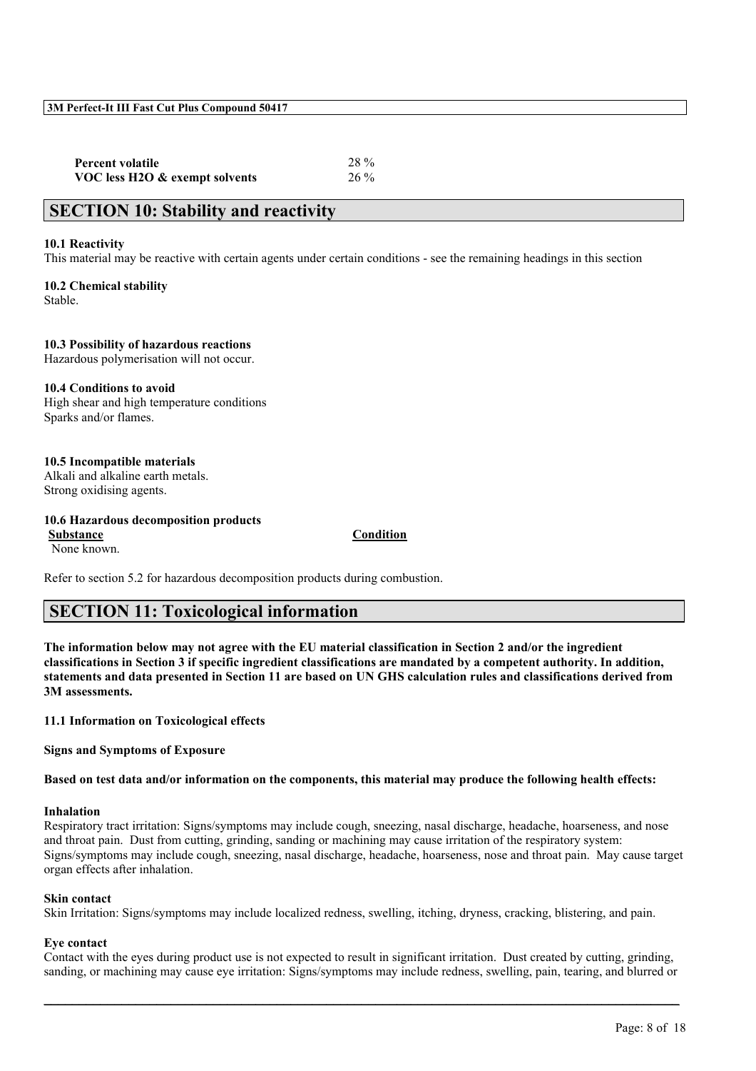| | |
|---|---|
| **Percent volatile** | 28 % |
| **VOC less H2O & exempt solvents** | 26 % |

## SECTION 10: Stability and reactivity

**10.1 Reactivity**
This material may be reactive with certain agents under certain conditions - see the remaining headings in this section

**10.2 Chemical stability**
Stable.

**10.3 Possibility of hazardous reactions**
Hazardous polymerisation will not occur.

**10.4 Conditions to avoid**
High shear and high temperature conditions
Sparks and/or flames.

**10.5 Incompatible materials**
Alkali and alkaline earth metals.
Strong oxidising agents.

**10.6 Hazardous decomposition products**

| Substance | Condition |
|---|---|
| None known. | |

Refer to section 5.2 for hazardous decomposition products during combustion.

## SECTION 11: Toxicological information

**The information below may not agree with the EU material classification in Section 2 and/or the ingredient classifications in Section 3 if specific ingredient classifications are mandated by a competent authority. In addition, statements and data presented in Section 11 are based on UN GHS calculation rules and classifications derived from 3M assessments.**

**11.1 Information on Toxicological effects**

**Signs and Symptoms of Exposure**

**Based on test data and/or information on the components, this material may produce the following health effects:**

**Inhalation**
Respiratory tract irritation: Signs/symptoms may include cough, sneezing, nasal discharge, headache, hoarseness, and nose and throat pain. Dust from cutting, grinding, sanding or machining may cause irritation of the respiratory system: Signs/symptoms may include cough, sneezing, nasal discharge, headache, hoarseness, nose and throat pain. May cause target organ effects after inhalation.

**Skin contact**
Skin Irritation: Signs/symptoms may include localized redness, swelling, itching, dryness, cracking, blistering, and pain.

**Eye contact**
Contact with the eyes during product use is not expected to result in significant irritation. Dust created by cutting, grinding, sanding, or machining may cause eye irritation: Signs/symptoms may include redness, swelling, pain, tearing, and blurred or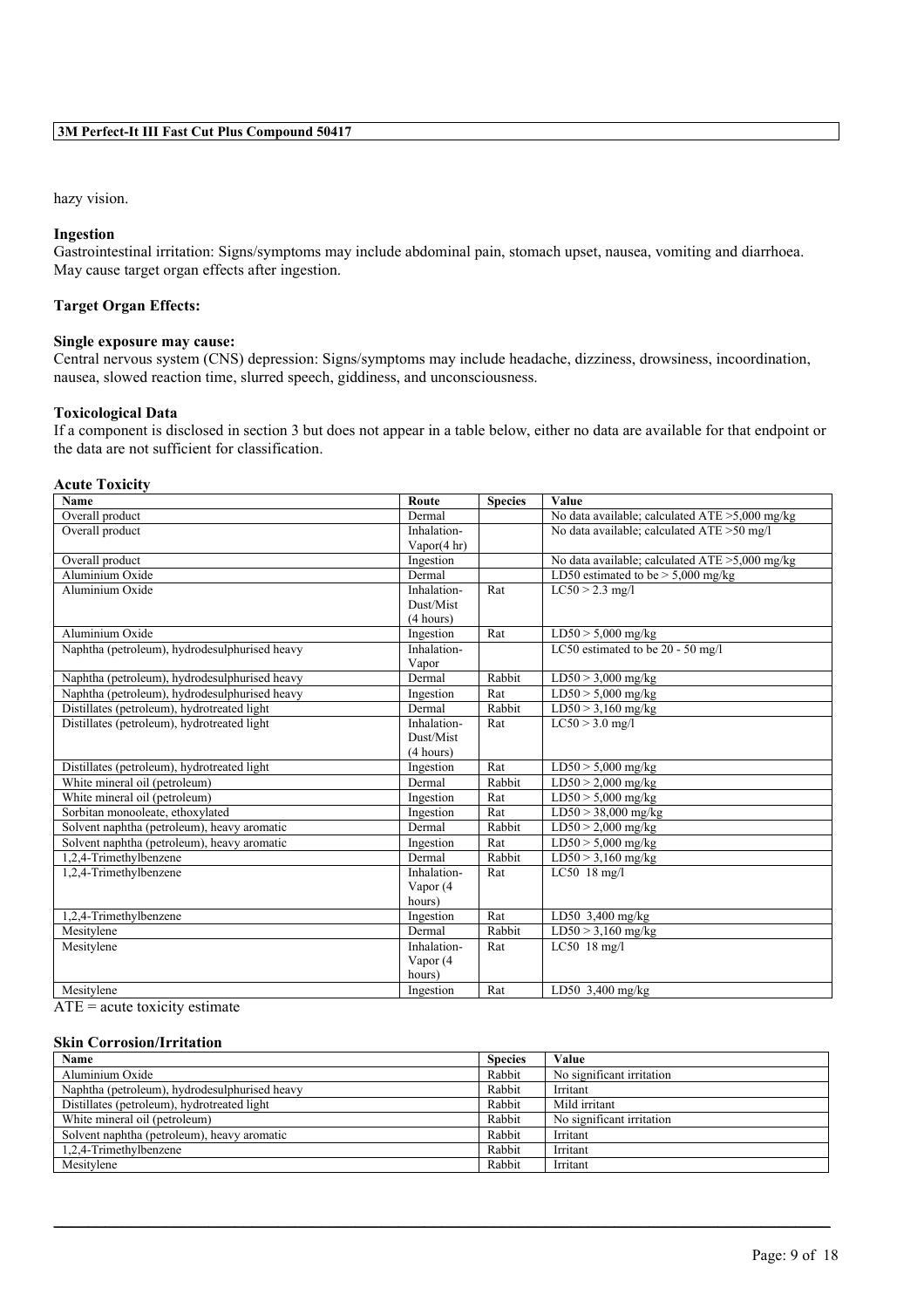hazy vision.

### Ingestion

Gastrointestinal irritation: Signs/symptoms may include abdominal pain, stomach upset, nausea, vomiting and diarrhoea. May cause target organ effects after ingestion.

### Target Organ Effects:

### Single exposure may cause:

Central nervous system (CNS) depression: Signs/symptoms may include headache, dizziness, drowsiness, incoordination, nausea, slowed reaction time, slurred speech, giddiness, and unconsciousness.

### Toxicological Data

If a component is disclosed in section 3 but does not appear in a table below, either no data are available for that endpoint or the data are not sufficient for classification.

#### Acute Toxicity

| Name | Route | Species | Value |
|---|---|---|---|
| Overall product | Dermal | | No data available; calculated ATE >5,000 mg/kg |
| Overall product | Inhalation-Vapor(4 hr) | | No data available; calculated ATE >50 mg/l |
| Overall product | Ingestion | | No data available; calculated ATE >5,000 mg/kg |
| Aluminium Oxide | Dermal | | LD50 estimated to be > 5,000 mg/kg |
| Aluminium Oxide | Inhalation-Dust/Mist (4 hours) | Rat | LC50 > 2.3 mg/l |
| Aluminium Oxide | Ingestion | Rat | LD50 > 5,000 mg/kg |
| Naphtha (petroleum), hydrodesulphurised heavy | Inhalation-Vapor | | LC50 estimated to be 20 - 50 mg/l |
| Naphtha (petroleum), hydrodesulphurised heavy | Dermal | Rabbit | LD50 > 3,000 mg/kg |
| Naphtha (petroleum), hydrodesulphurised heavy | Ingestion | Rat | LD50 > 5,000 mg/kg |
| Distillates (petroleum), hydrotreated light | Dermal | Rabbit | LD50 > 3,160 mg/kg |
| Distillates (petroleum), hydrotreated light | Inhalation-Dust/Mist (4 hours) | Rat | LC50 > 3.0 mg/l |
| Distillates (petroleum), hydrotreated light | Ingestion | Rat | LD50 > 5,000 mg/kg |
| White mineral oil (petroleum) | Dermal | Rabbit | LD50 > 2,000 mg/kg |
| White mineral oil (petroleum) | Ingestion | Rat | LD50 > 5,000 mg/kg |
| Sorbitan monooleate, ethoxylated | Ingestion | Rat | LD50 > 38,000 mg/kg |
| Solvent naphtha (petroleum), heavy aromatic | Dermal | Rabbit | LD50 > 2,000 mg/kg |
| Solvent naphtha (petroleum), heavy aromatic | Ingestion | Rat | LD50 > 5,000 mg/kg |
| 1,2,4-Trimethylbenzene | Dermal | Rabbit | LD50 > 3,160 mg/kg |
| 1,2,4-Trimethylbenzene | Inhalation-Vapor (4 hours) | Rat | LC50 18 mg/l |
| 1,2,4-Trimethylbenzene | Ingestion | Rat | LD50 3,400 mg/kg |
| Mesitylene | Dermal | Rabbit | LD50 > 3,160 mg/kg |
| Mesitylene | Inhalation-Vapor (4 hours) | Rat | LC50 18 mg/l |
| Mesitylene | Ingestion | Rat | LD50 3,400 mg/kg |

ATE = acute toxicity estimate

#### Skin Corrosion/Irritation

| Name | Species | Value |
|---|---|---|
| Aluminium Oxide | Rabbit | No significant irritation |
| Naphtha (petroleum), hydrodesulphurised heavy | Rabbit | Irritant |
| Distillates (petroleum), hydrotreated light | Rabbit | Mild irritant |
| White mineral oil (petroleum) | Rabbit | No significant irritation |
| Solvent naphtha (petroleum), heavy aromatic | Rabbit | Irritant |
| 1,2,4-Trimethylbenzene | Rabbit | Irritant |
| Mesitylene | Rabbit | Irritant |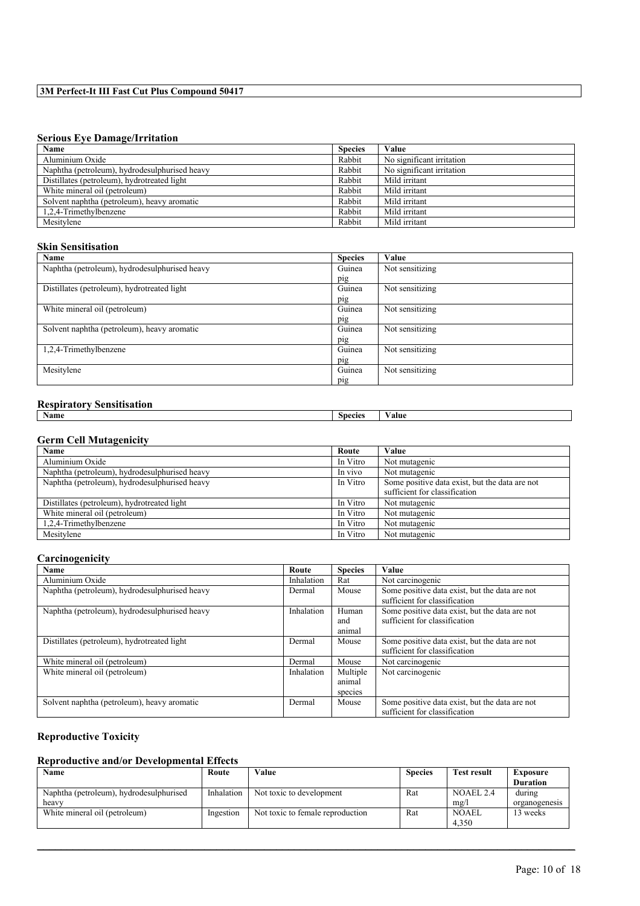**3M Perfect-It III Fast Cut Plus Compound 50417**

### Serious Eye Damage/Irritation

| Name | Species | Value |
|---|---|---|
| Aluminium Oxide | Rabbit | No significant irritation |
| Naphtha (petroleum), hydrodesulphurised heavy | Rabbit | No significant irritation |
| Distillates (petroleum), hydrotreated light | Rabbit | Mild irritant |
| White mineral oil (petroleum) | Rabbit | Mild irritant |
| Solvent naphtha (petroleum), heavy aromatic | Rabbit | Mild irritant |
| 1,2,4-Trimethylbenzene | Rabbit | Mild irritant |
| Mesitylene | Rabbit | Mild irritant |

### Skin Sensitisation

| Name | Species | Value |
|---|---|---|
| Naphtha (petroleum), hydrodesulphurised heavy | Guinea pig | Not sensitizing |
| Distillates (petroleum), hydrotreated light | Guinea pig | Not sensitizing |
| White mineral oil (petroleum) | Guinea pig | Not sensitizing |
| Solvent naphtha (petroleum), heavy aromatic | Guinea pig | Not sensitizing |
| 1,2,4-Trimethylbenzene | Guinea pig | Not sensitizing |
| Mesitylene | Guinea pig | Not sensitizing |

### Respiratory Sensitisation

| Name | Species | Value |
|---|---|---|

### Germ Cell Mutagenicity

| Name | Route | Value |
|---|---|---|
| Aluminium Oxide | In Vitro | Not mutagenic |
| Naphtha (petroleum), hydrodesulphurised heavy | In vivo | Not mutagenic |
| Naphtha (petroleum), hydrodesulphurised heavy | In Vitro | Some positive data exist, but the data are not sufficient for classification |
| Distillates (petroleum), hydrotreated light | In Vitro | Not mutagenic |
| White mineral oil (petroleum) | In Vitro | Not mutagenic |
| 1,2,4-Trimethylbenzene | In Vitro | Not mutagenic |
| Mesitylene | In Vitro | Not mutagenic |

### Carcinogenicity

| Name | Route | Species | Value |
|---|---|---|---|
| Aluminium Oxide | Inhalation | Rat | Not carcinogenic |
| Naphtha (petroleum), hydrodesulphurised heavy | Dermal | Mouse | Some positive data exist, but the data are not sufficient for classification |
| Naphtha (petroleum), hydrodesulphurised heavy | Inhalation | Human and animal | Some positive data exist, but the data are not sufficient for classification |
| Distillates (petroleum), hydrotreated light | Dermal | Mouse | Some positive data exist, but the data are not sufficient for classification |
| White mineral oil (petroleum) | Dermal | Mouse | Not carcinogenic |
| White mineral oil (petroleum) | Inhalation | Multiple animal species | Not carcinogenic |
| Solvent naphtha (petroleum), heavy aromatic | Dermal | Mouse | Some positive data exist, but the data are not sufficient for classification |

### Reproductive Toxicity

### Reproductive and/or Developmental Effects

| Name | Route | Value | Species | Test result | Exposure Duration |
|---|---|---|---|---|---|
| Naphtha (petroleum), hydrodesulphurised heavy | Inhalation | Not toxic to development | Rat | NOAEL 2.4 mg/l | during organogenesis |
| White mineral oil (petroleum) | Ingestion | Not toxic to female reproduction | Rat | NOAEL 4,350 | 13 weeks |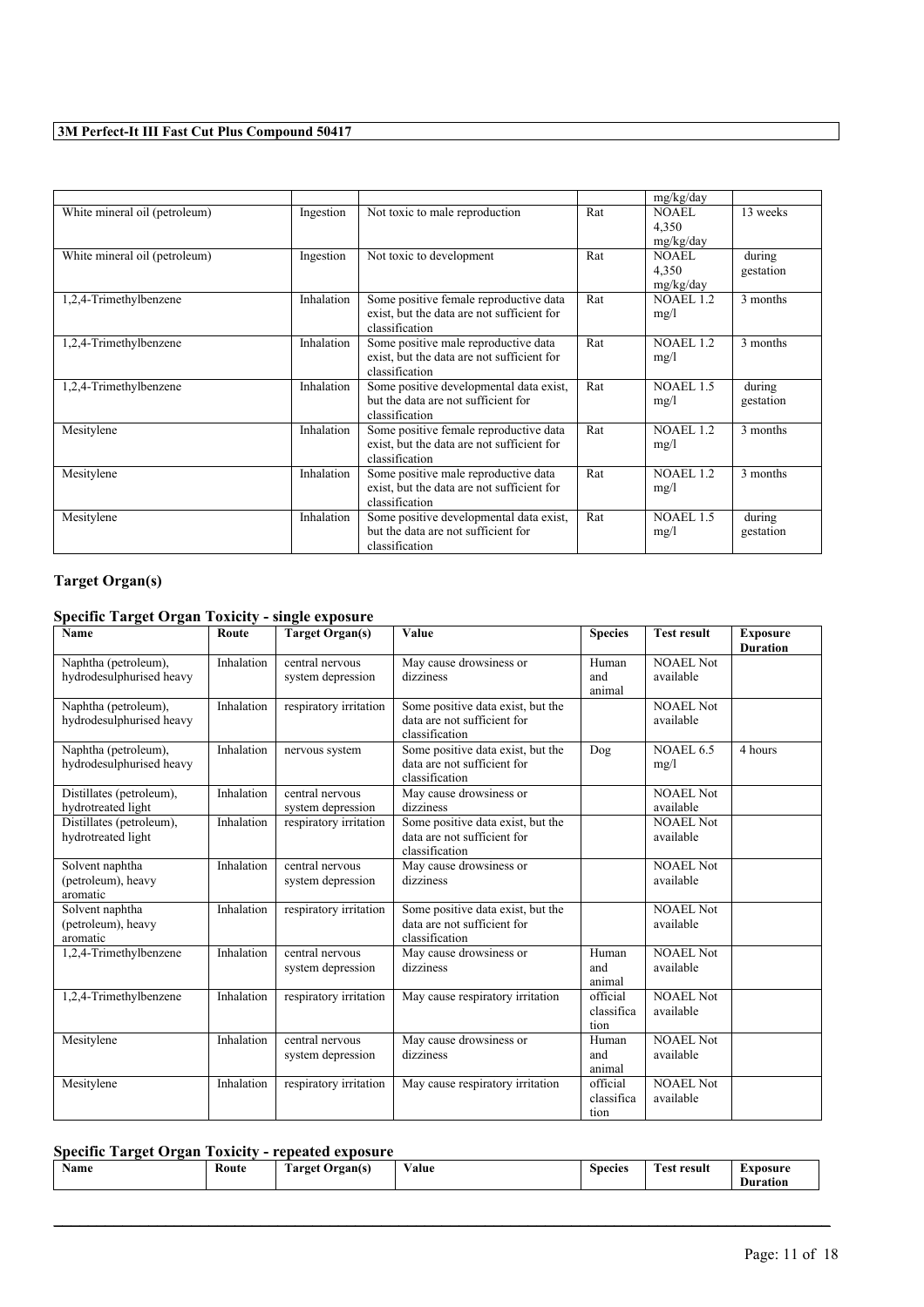| | | | | mg/kg/day | |
|---|---|---|---|---|---|
| White mineral oil (petroleum) | Ingestion | Not toxic to male reproduction | Rat | NOAEL 4,350 mg/kg/day | 13 weeks |
| White mineral oil (petroleum) | Ingestion | Not toxic to development | Rat | NOAEL 4,350 mg/kg/day | during gestation |
| 1,2,4-Trimethylbenzene | Inhalation | Some positive female reproductive data exist, but the data are not sufficient for classification | Rat | NOAEL 1.2 mg/l | 3 months |
| 1,2,4-Trimethylbenzene | Inhalation | Some positive male reproductive data exist, but the data are not sufficient for classification | Rat | NOAEL 1.2 mg/l | 3 months |
| 1,2,4-Trimethylbenzene | Inhalation | Some positive developmental data exist, but the data are not sufficient for classification | Rat | NOAEL 1.5 mg/l | during gestation |
| Mesitylene | Inhalation | Some positive female reproductive data exist, but the data are not sufficient for classification | Rat | NOAEL 1.2 mg/l | 3 months |
| Mesitylene | Inhalation | Some positive male reproductive data exist, but the data are not sufficient for classification | Rat | NOAEL 1.2 mg/l | 3 months |
| Mesitylene | Inhalation | Some positive developmental data exist, but the data are not sufficient for classification | Rat | NOAEL 1.5 mg/l | during gestation |

## Target Organ(s)

### Specific Target Organ Toxicity - single exposure

| Name | Route | Target Organ(s) | Value | Species | Test result | Exposure Duration |
|---|---|---|---|---|---|---|
| Naphtha (petroleum), hydrodesulphurised heavy | Inhalation | central nervous system depression | May cause drowsiness or dizziness | Human and animal | NOAEL Not available | |
| Naphtha (petroleum), hydrodesulphurised heavy | Inhalation | respiratory irritation | Some positive data exist, but the data are not sufficient for classification | | NOAEL Not available | |
| Naphtha (petroleum), hydrodesulphurised heavy | Inhalation | nervous system | Some positive data exist, but the data are not sufficient for classification | Dog | NOAEL 6.5 mg/l | 4 hours |
| Distillates (petroleum), hydrotreated light | Inhalation | central nervous system depression | May cause drowsiness or dizziness | | NOAEL Not available | |
| Distillates (petroleum), hydrotreated light | Inhalation | respiratory irritation | Some positive data exist, but the data are not sufficient for classification | | NOAEL Not available | |
| Solvent naphtha (petroleum), heavy aromatic | Inhalation | central nervous system depression | May cause drowsiness or dizziness | | NOAEL Not available | |
| Solvent naphtha (petroleum), heavy aromatic | Inhalation | respiratory irritation | Some positive data exist, but the data are not sufficient for classification | | NOAEL Not available | |
| 1,2,4-Trimethylbenzene | Inhalation | central nervous system depression | May cause drowsiness or dizziness | Human and animal | NOAEL Not available | |
| 1,2,4-Trimethylbenzene | Inhalation | respiratory irritation | May cause respiratory irritation | official classification | NOAEL Not available | |
| Mesitylene | Inhalation | central nervous system depression | May cause drowsiness or dizziness | Human and animal | NOAEL Not available | |
| Mesitylene | Inhalation | respiratory irritation | May cause respiratory irritation | official classification | NOAEL Not available | |

### Specific Target Organ Toxicity - repeated exposure

| Name | Route | Target Organ(s) | Value | Species | Test result | Exposure Duration |
|---|---|---|---|---|---|---|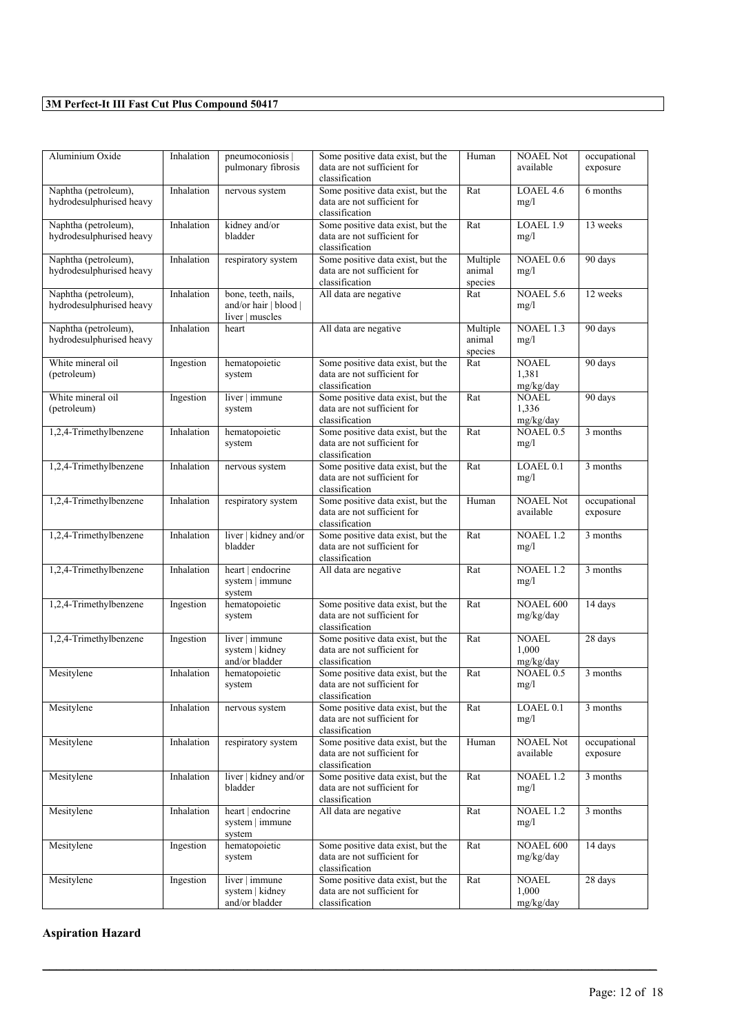| Aluminium Oxide | Inhalation | pneumoconiosis \| pulmonary fibrosis | Some positive data exist, but the data are not sufficient for classification | Human | NOAEL Not available | occupational exposure |
|---|---|---|---|---|---|---|
| Naphtha (petroleum), hydrodesulphurised heavy | Inhalation | nervous system | Some positive data exist, but the data are not sufficient for classification | Rat | LOAEL 4.6 mg/l | 6 months |
| Naphtha (petroleum), hydrodesulphurised heavy | Inhalation | kidney and/or bladder | Some positive data exist, but the data are not sufficient for classification | Rat | LOAEL 1.9 mg/l | 13 weeks |
| Naphtha (petroleum), hydrodesulphurised heavy | Inhalation | respiratory system | Some positive data exist, but the data are not sufficient for classification | Multiple animal species | NOAEL 0.6 mg/l | 90 days |
| Naphtha (petroleum), hydrodesulphurised heavy | Inhalation | bone, teeth, nails, and/or hair \| blood \| liver \| muscles | All data are negative | Rat | NOAEL 5.6 mg/l | 12 weeks |
| Naphtha (petroleum), hydrodesulphurised heavy | Inhalation | heart | All data are negative | Multiple animal species | NOAEL 1.3 mg/l | 90 days |
| White mineral oil (petroleum) | Ingestion | hematopoietic system | Some positive data exist, but the data are not sufficient for classification | Rat | NOAEL 1,381 mg/kg/day | 90 days |
| White mineral oil (petroleum) | Ingestion | liver \| immune system | Some positive data exist, but the data are not sufficient for classification | Rat | NOAEL 1,336 mg/kg/day | 90 days |
| 1,2,4-Trimethylbenzene | Inhalation | hematopoietic system | Some positive data exist, but the data are not sufficient for classification | Rat | NOAEL 0.5 mg/l | 3 months |
| 1,2,4-Trimethylbenzene | Inhalation | nervous system | Some positive data exist, but the data are not sufficient for classification | Rat | LOAEL 0.1 mg/l | 3 months |
| 1,2,4-Trimethylbenzene | Inhalation | respiratory system | Some positive data exist, but the data are not sufficient for classification | Human | NOAEL Not available | occupational exposure |
| 1,2,4-Trimethylbenzene | Inhalation | liver \| kidney and/or bladder | Some positive data exist, but the data are not sufficient for classification | Rat | NOAEL 1.2 mg/l | 3 months |
| 1,2,4-Trimethylbenzene | Inhalation | heart \| endocrine system \| immune system | All data are negative | Rat | NOAEL 1.2 mg/l | 3 months |
| 1,2,4-Trimethylbenzene | Ingestion | hematopoietic system | Some positive data exist, but the data are not sufficient for classification | Rat | NOAEL 600 mg/kg/day | 14 days |
| 1,2,4-Trimethylbenzene | Ingestion | liver \| immune system \| kidney and/or bladder | Some positive data exist, but the data are not sufficient for classification | Rat | NOAEL 1,000 mg/kg/day | 28 days |
| Mesitylene | Inhalation | hematopoietic system | Some positive data exist, but the data are not sufficient for classification | Rat | NOAEL 0.5 mg/l | 3 months |
| Mesitylene | Inhalation | nervous system | Some positive data exist, but the data are not sufficient for classification | Rat | LOAEL 0.1 mg/l | 3 months |
| Mesitylene | Inhalation | respiratory system | Some positive data exist, but the data are not sufficient for classification | Human | NOAEL Not available | occupational exposure |
| Mesitylene | Inhalation | liver \| kidney and/or bladder | Some positive data exist, but the data are not sufficient for classification | Rat | NOAEL 1.2 mg/l | 3 months |
| Mesitylene | Inhalation | heart \| endocrine system \| immune system | All data are negative | Rat | NOAEL 1.2 mg/l | 3 months |
| Mesitylene | Ingestion | hematopoietic system | Some positive data exist, but the data are not sufficient for classification | Rat | NOAEL 600 mg/kg/day | 14 days |
| Mesitylene | Ingestion | liver \| immune system \| kidney and/or bladder | Some positive data exist, but the data are not sufficient for classification | Rat | NOAEL 1,000 mg/kg/day | 28 days |

## Aspiration Hazard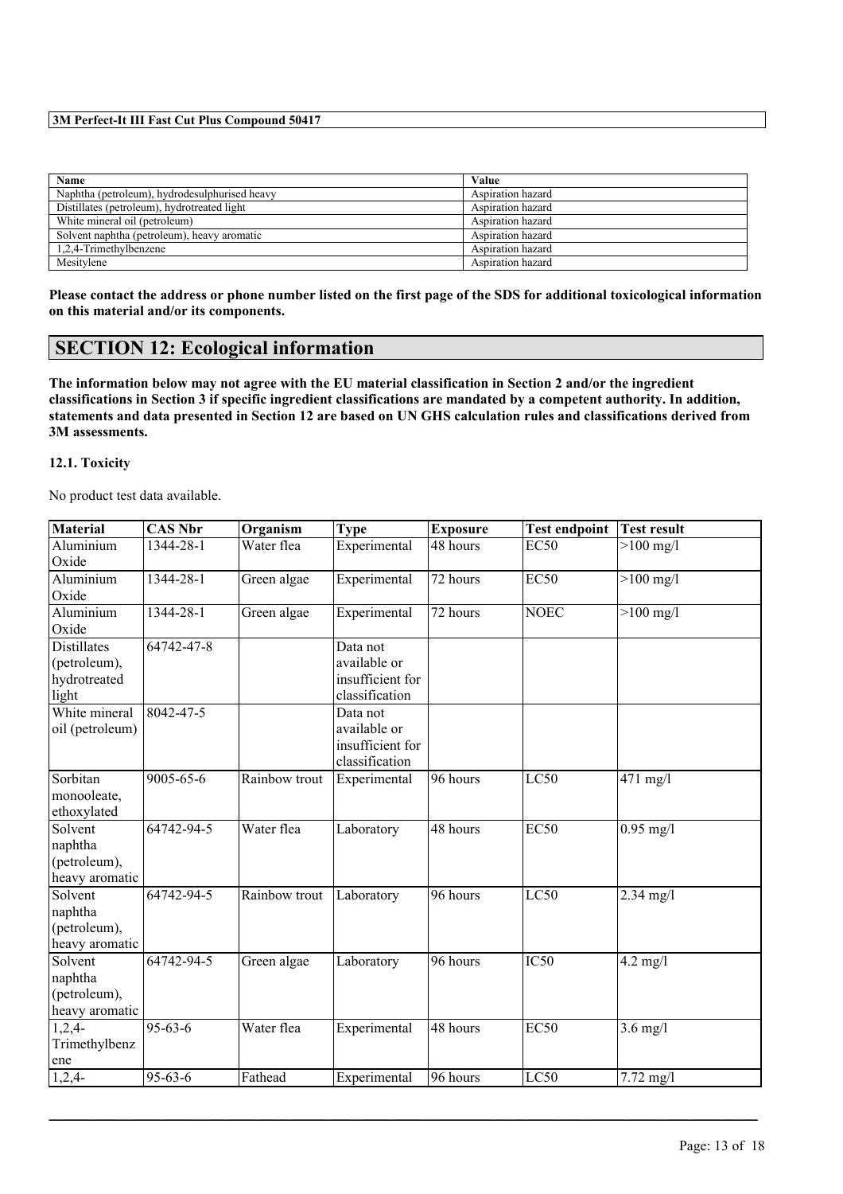| Name | Value |
|---|---|
| Naphtha (petroleum), hydrodesulphurised heavy | Aspiration hazard |
| Distillates (petroleum), hydrotreated light | Aspiration hazard |
| White mineral oil (petroleum) | Aspiration hazard |
| Solvent naphtha (petroleum), heavy aromatic | Aspiration hazard |
| 1,2,4-Trimethylbenzene | Aspiration hazard |
| Mesitylene | Aspiration hazard |

**Please contact the address or phone number listed on the first page of the SDS for additional toxicological information on this material and/or its components.**

## SECTION 12: Ecological information

**The information below may not agree with the EU material classification in Section 2 and/or the ingredient classifications in Section 3 if specific ingredient classifications are mandated by a competent authority. In addition, statements and data presented in Section 12 are based on UN GHS calculation rules and classifications derived from 3M assessments.**

### 12.1. Toxicity

No product test data available.

| Material | CAS Nbr | Organism | Type | Exposure | Test endpoint | Test result |
|---|---|---|---|---|---|---|
| Aluminium Oxide | 1344-28-1 | Water flea | Experimental | 48 hours | EC50 | >100 mg/l |
| Aluminium Oxide | 1344-28-1 | Green algae | Experimental | 72 hours | EC50 | >100 mg/l |
| Aluminium Oxide | 1344-28-1 | Green algae | Experimental | 72 hours | NOEC | >100 mg/l |
| Distillates (petroleum), hydrotreated light | 64742-47-8 | | Data not available or insufficient for classification | | | |
| White mineral oil (petroleum) | 8042-47-5 | | Data not available or insufficient for classification | | | |
| Sorbitan monooleate, ethoxylated | 9005-65-6 | Rainbow trout | Experimental | 96 hours | LC50 | 471 mg/l |
| Solvent naphtha (petroleum), heavy aromatic | 64742-94-5 | Water flea | Laboratory | 48 hours | EC50 | 0.95 mg/l |
| Solvent naphtha (petroleum), heavy aromatic | 64742-94-5 | Rainbow trout | Laboratory | 96 hours | LC50 | 2.34 mg/l |
| Solvent naphtha (petroleum), heavy aromatic | 64742-94-5 | Green algae | Laboratory | 96 hours | IC50 | 4.2 mg/l |
| 1,2,4-Trimethylbenzene | 95-63-6 | Water flea | Experimental | 48 hours | EC50 | 3.6 mg/l |
| 1,2,4- | 95-63-6 | Fathead | Experimental | 96 hours | LC50 | 7.72 mg/l |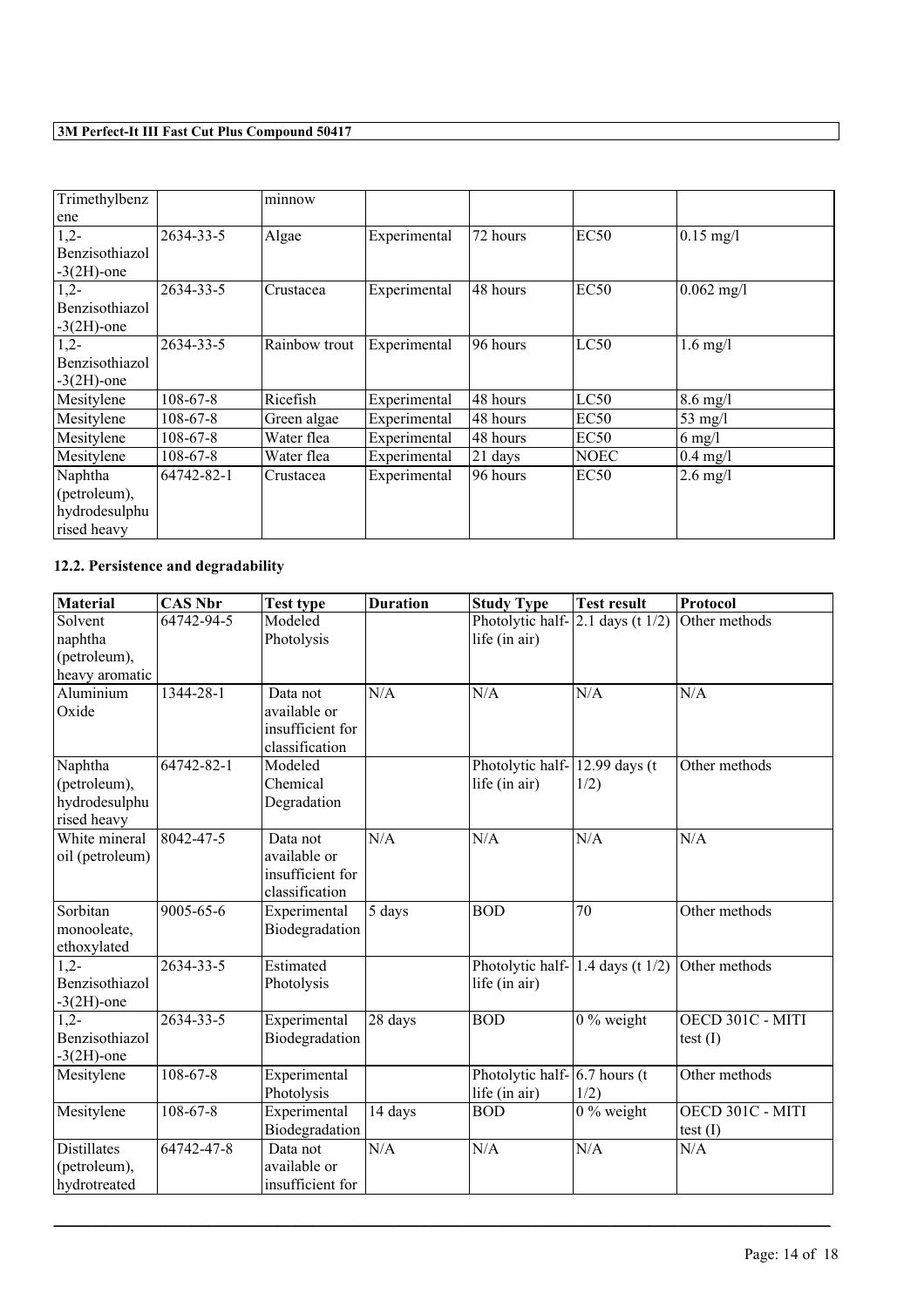| | | | | | | |
|---|---|---|---|---|---|---|
| Trimethylbenzene | | minnow | | | | |
| 1,2-Benzisothiazol-3(2H)-one | 2634-33-5 | Algae | Experimental | 72 hours | EC50 | 0.15 mg/l |
| 1,2-Benzisothiazol-3(2H)-one | 2634-33-5 | Crustacea | Experimental | 48 hours | EC50 | 0.062 mg/l |
| 1,2-Benzisothiazol-3(2H)-one | 2634-33-5 | Rainbow trout | Experimental | 96 hours | LC50 | 1.6 mg/l |
| Mesitylene | 108-67-8 | Ricefish | Experimental | 48 hours | LC50 | 8.6 mg/l |
| Mesitylene | 108-67-8 | Green algae | Experimental | 48 hours | EC50 | 53 mg/l |
| Mesitylene | 108-67-8 | Water flea | Experimental | 48 hours | EC50 | 6 mg/l |
| Mesitylene | 108-67-8 | Water flea | Experimental | 21 days | NOEC | 0.4 mg/l |
| Naphtha (petroleum), hydrodesulphurised heavy | 64742-82-1 | Crustacea | Experimental | 96 hours | EC50 | 2.6 mg/l |

### 12.2. Persistence and degradability

| Material | CAS Nbr | Test type | Duration | Study Type | Test result | Protocol |
|---|---|---|---|---|---|---|
| Solvent naphtha (petroleum), heavy aromatic | 64742-94-5 | Modeled Photolysis | | Photolytic half-life (in air) | 2.1 days (t 1/2) | Other methods |
| Aluminium Oxide | 1344-28-1 | Data not available or insufficient for classification | N/A | N/A | N/A | N/A |
| Naphtha (petroleum), hydrodesulphurised heavy | 64742-82-1 | Modeled Chemical Degradation | | Photolytic half-life (in air) | 12.99 days (t 1/2) | Other methods |
| White mineral oil (petroleum) | 8042-47-5 | Data not available or insufficient for classification | N/A | N/A | N/A | N/A |
| Sorbitan monooleate, ethoxylated | 9005-65-6 | Experimental Biodegradation | 5 days | BOD | 70 | Other methods |
| 1,2-Benzisothiazol-3(2H)-one | 2634-33-5 | Estimated Photolysis | | Photolytic half-life (in air) | 1.4 days (t 1/2) | Other methods |
| 1,2-Benzisothiazol-3(2H)-one | 2634-33-5 | Experimental Biodegradation | 28 days | BOD | 0 % weight | OECD 301C - MITI test (I) |
| Mesitylene | 108-67-8 | Experimental Photolysis | | Photolytic half-life (in air) | 6.7 hours (t 1/2) | Other methods |
| Mesitylene | 108-67-8 | Experimental Biodegradation | 14 days | BOD | 0 % weight | OECD 301C - MITI test (I) |
| Distillates (petroleum), hydrotreated | 64742-47-8 | Data not available or insufficient for | N/A | N/A | N/A | N/A |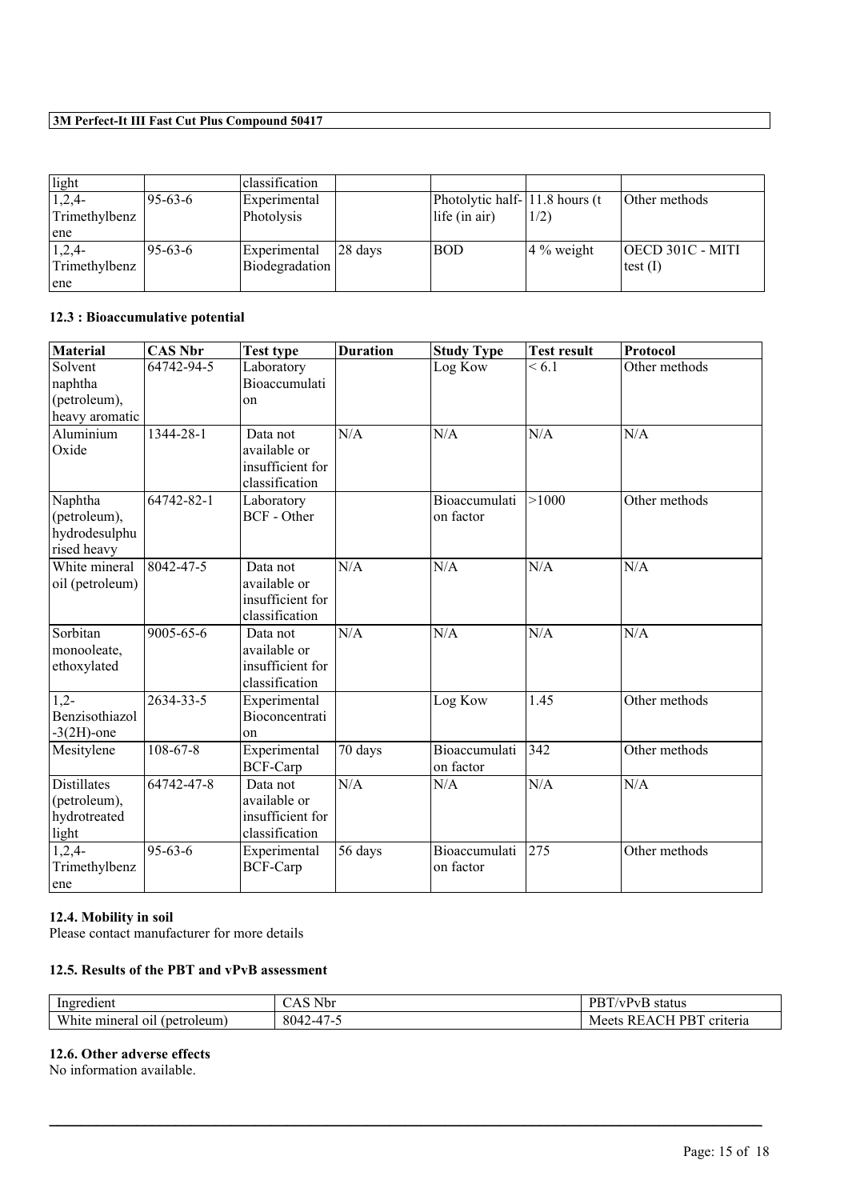| light | | classification | | | | |
|---|---|---|---|---|---|---|
| 1,2,4-Trimethylbenzene | 95-63-6 | Experimental Photolysis | | Photolytic half-life (in air) | 11.8 hours (t 1/2) | Other methods |
| 1,2,4-Trimethylbenzene | 95-63-6 | Experimental Biodegradation | 28 days | BOD | 4 % weight | OECD 301C - MITI test (I) |

### 12.3 : Bioaccumulative potential

| Material | CAS Nbr | Test type | Duration | Study Type | Test result | Protocol |
|---|---|---|---|---|---|---|
| Solvent naphtha (petroleum), heavy aromatic | 64742-94-5 | Laboratory Bioaccumulation | | Log Kow | < 6.1 | Other methods |
| Aluminium Oxide | 1344-28-1 | Data not available or insufficient for classification | N/A | N/A | N/A | N/A |
| Naphtha (petroleum), hydrodesulphurised heavy | 64742-82-1 | Laboratory BCF - Other | | Bioaccumulation factor | >1000 | Other methods |
| White mineral oil (petroleum) | 8042-47-5 | Data not available or insufficient for classification | N/A | N/A | N/A | N/A |
| Sorbitan monooleate, ethoxylated | 9005-65-6 | Data not available or insufficient for classification | N/A | N/A | N/A | N/A |
| 1,2-Benzisothiazol-3(2H)-one | 2634-33-5 | Experimental Bioconcentration | | Log Kow | 1.45 | Other methods |
| Mesitylene | 108-67-8 | Experimental BCF-Carp | 70 days | Bioaccumulation factor | 342 | Other methods |
| Distillates (petroleum), hydrotreated light | 64742-47-8 | Data not available or insufficient for classification | N/A | N/A | N/A | N/A |
| 1,2,4-Trimethylbenzene | 95-63-6 | Experimental BCF-Carp | 56 days | Bioaccumulation factor | 275 | Other methods |

### 12.4. Mobility in soil

Please contact manufacturer for more details

### 12.5. Results of the PBT and vPvB assessment

| Ingredient | CAS Nbr | PBT/vPvB status |
|---|---|---|
| White mineral oil (petroleum) | 8042-47-5 | Meets REACH PBT criteria |

### 12.6. Other adverse effects

No information available.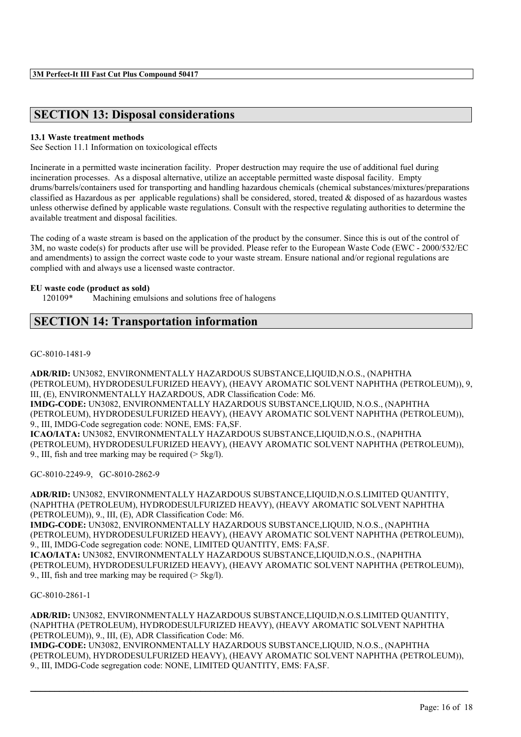## SECTION 13: Disposal considerations

**13.1 Waste treatment methods**

See Section 11.1 Information on toxicological effects

Incinerate in a permitted waste incineration facility. Proper destruction may require the use of additional fuel during incineration processes. As a disposal alternative, utilize an acceptable permitted waste disposal facility. Empty drums/barrels/containers used for transporting and handling hazardous chemicals (chemical substances/mixtures/preparations classified as Hazardous as per applicable regulations) shall be considered, stored, treated & disposed of as hazardous wastes unless otherwise defined by applicable waste regulations. Consult with the respective regulating authorities to determine the available treatment and disposal facilities.

The coding of a waste stream is based on the application of the product by the consumer. Since this is out of the control of 3M, no waste code(s) for products after use will be provided. Please refer to the European Waste Code (EWC - 2000/532/EC and amendments) to assign the correct waste code to your waste stream. Ensure national and/or regional regulations are complied with and always use a licensed waste contractor.

**EU waste code (product as sold)**

120109* Machining emulsions and solutions free of halogens

## SECTION 14: Transportation information

GC-8010-1481-9

**ADR/RID:** UN3082, ENVIRONMENTALLY HAZARDOUS SUBSTANCE,LIQUID,N.O.S., (NAPHTHA (PETROLEUM), HYDRODESULFURIZED HEAVY), (HEAVY AROMATIC SOLVENT NAPHTHA (PETROLEUM)), 9, III, (E), ENVIRONMENTALLY HAZARDOUS, ADR Classification Code: M6.
**IMDG-CODE:** UN3082, ENVIRONMENTALLY HAZARDOUS SUBSTANCE,LIQUID, N.O.S., (NAPHTHA (PETROLEUM), HYDRODESULFURIZED HEAVY), (HEAVY AROMATIC SOLVENT NAPHTHA (PETROLEUM)), 9., III, IMDG-Code segregation code: NONE, EMS: FA,SF.
**ICAO/IATA:** UN3082, ENVIRONMENTALLY HAZARDOUS SUBSTANCE,LIQUID,N.O.S., (NAPHTHA (PETROLEUM), HYDRODESULFURIZED HEAVY), (HEAVY AROMATIC SOLVENT NAPHTHA (PETROLEUM)), 9., III, fish and tree marking may be required (> 5kg/l).

GC-8010-2249-9, GC-8010-2862-9

**ADR/RID:** UN3082, ENVIRONMENTALLY HAZARDOUS SUBSTANCE,LIQUID,N.O.S.LIMITED QUANTITY, (NAPHTHA (PETROLEUM), HYDRODESULFURIZED HEAVY), (HEAVY AROMATIC SOLVENT NAPHTHA (PETROLEUM)), 9., III, (E), ADR Classification Code: M6.
**IMDG-CODE:** UN3082, ENVIRONMENTALLY HAZARDOUS SUBSTANCE,LIQUID, N.O.S., (NAPHTHA (PETROLEUM), HYDRODESULFURIZED HEAVY), (HEAVY AROMATIC SOLVENT NAPHTHA (PETROLEUM)), 9., III, IMDG-Code segregation code: NONE, LIMITED QUANTITY, EMS: FA,SF.
**ICAO/IATA:** UN3082, ENVIRONMENTALLY HAZARDOUS SUBSTANCE,LIQUID,N.O.S., (NAPHTHA (PETROLEUM), HYDRODESULFURIZED HEAVY), (HEAVY AROMATIC SOLVENT NAPHTHA (PETROLEUM)), 9., III, fish and tree marking may be required (> 5kg/l).

GC-8010-2861-1

**ADR/RID:** UN3082, ENVIRONMENTALLY HAZARDOUS SUBSTANCE,LIQUID,N.O.S.LIMITED QUANTITY, (NAPHTHA (PETROLEUM), HYDRODESULFURIZED HEAVY), (HEAVY AROMATIC SOLVENT NAPHTHA (PETROLEUM)), 9., III, (E), ADR Classification Code: M6.
**IMDG-CODE:** UN3082, ENVIRONMENTALLY HAZARDOUS SUBSTANCE,LIQUID, N.O.S., (NAPHTHA (PETROLEUM), HYDRODESULFURIZED HEAVY), (HEAVY AROMATIC SOLVENT NAPHTHA (PETROLEUM)), 9., III, IMDG-Code segregation code: NONE, LIMITED QUANTITY, EMS: FA,SF.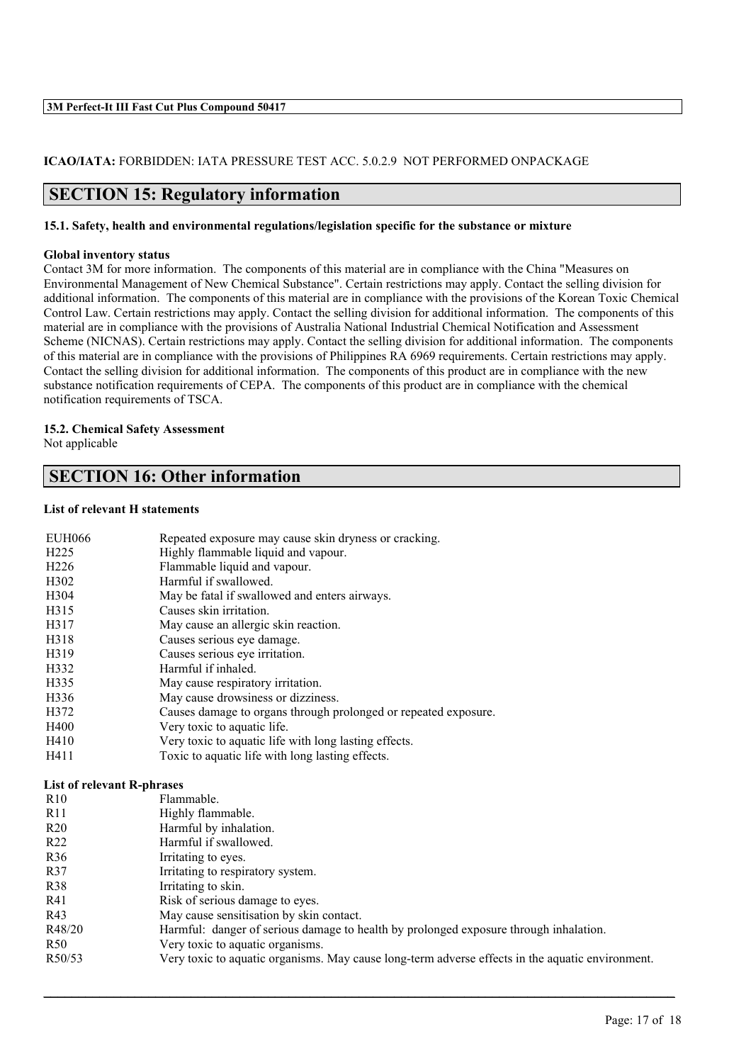**ICAO/IATA:** FORBIDDEN: IATA PRESSURE TEST ACC. 5.0.2.9 NOT PERFORMED ONPACKAGE

## SECTION 15: Regulatory information

**15.1. Safety, health and environmental regulations/legislation specific for the substance or mixture**

**Global inventory status**

Contact 3M for more information. The components of this material are in compliance with the China "Measures on Environmental Management of New Chemical Substance". Certain restrictions may apply. Contact the selling division for additional information. The components of this material are in compliance with the provisions of the Korean Toxic Chemical Control Law. Certain restrictions may apply. Contact the selling division for additional information. The components of this material are in compliance with the provisions of Australia National Industrial Chemical Notification and Assessment Scheme (NICNAS). Certain restrictions may apply. Contact the selling division for additional information. The components of this material are in compliance with the provisions of Philippines RA 6969 requirements. Certain restrictions may apply. Contact the selling division for additional information. The components of this product are in compliance with the new substance notification requirements of CEPA. The components of this product are in compliance with the chemical notification requirements of TSCA.

**15.2. Chemical Safety Assessment**

Not applicable

## SECTION 16: Other information

**List of relevant H statements**

| | |
|---|---|
| EUH066 | Repeated exposure may cause skin dryness or cracking. |
| H225 | Highly flammable liquid and vapour. |
| H226 | Flammable liquid and vapour. |
| H302 | Harmful if swallowed. |
| H304 | May be fatal if swallowed and enters airways. |
| H315 | Causes skin irritation. |
| H317 | May cause an allergic skin reaction. |
| H318 | Causes serious eye damage. |
| H319 | Causes serious eye irritation. |
| H332 | Harmful if inhaled. |
| H335 | May cause respiratory irritation. |
| H336 | May cause drowsiness or dizziness. |
| H372 | Causes damage to organs through prolonged or repeated exposure. |
| H400 | Very toxic to aquatic life. |
| H410 | Very toxic to aquatic life with long lasting effects. |
| H411 | Toxic to aquatic life with long lasting effects. |

**List of relevant R-phrases**

| | |
|---|---|
| R10 | Flammable. |
| R11 | Highly flammable. |
| R20 | Harmful by inhalation. |
| R22 | Harmful if swallowed. |
| R36 | Irritating to eyes. |
| R37 | Irritating to respiratory system. |
| R38 | Irritating to skin. |
| R41 | Risk of serious damage to eyes. |
| R43 | May cause sensitisation by skin contact. |
| R48/20 | Harmful: danger of serious damage to health by prolonged exposure through inhalation. |
| R50 | Very toxic to aquatic organisms. |
| R50/53 | Very toxic to aquatic organisms. May cause long-term adverse effects in the aquatic environment. |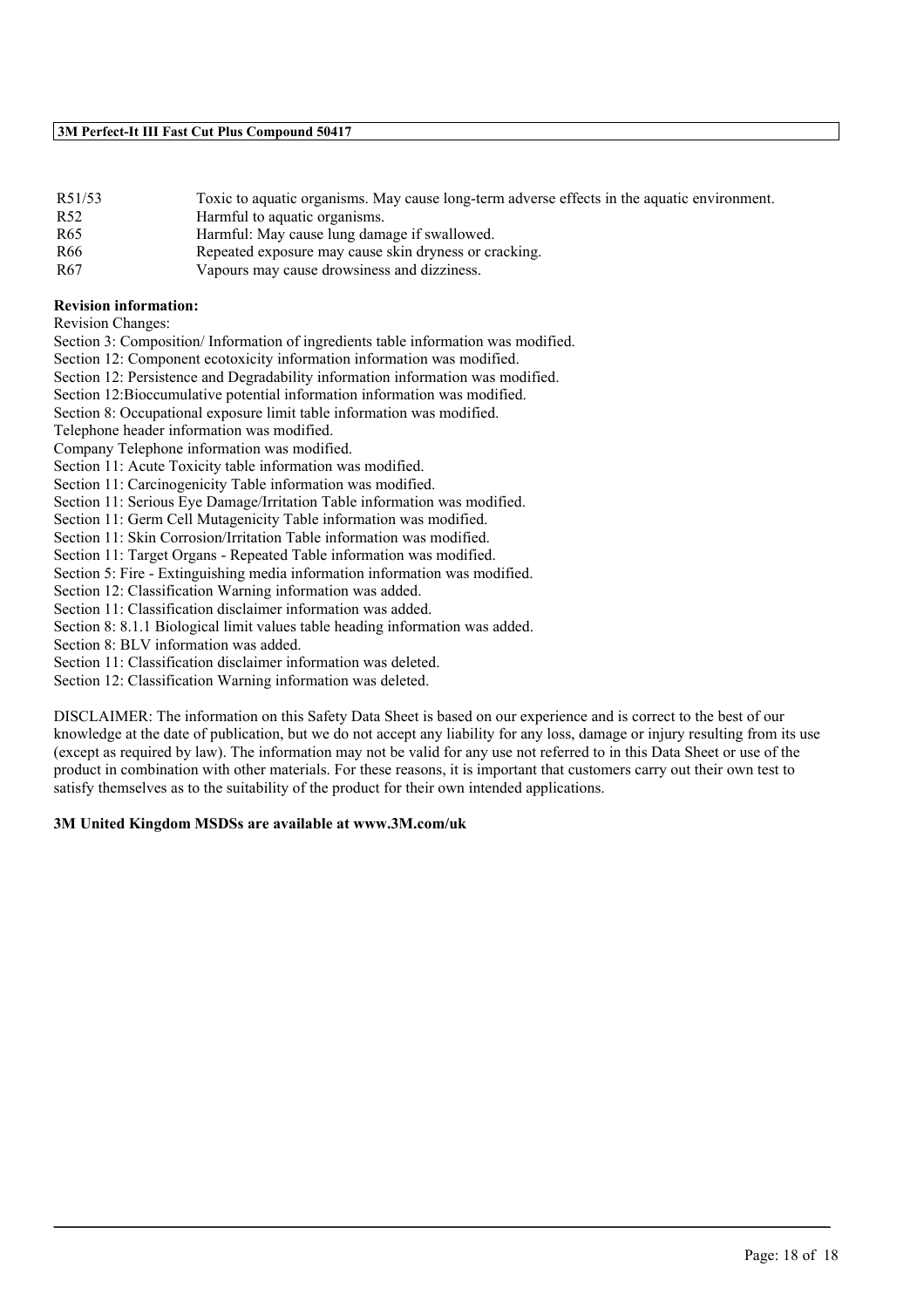| | |
|---|---|
| R51/53 | Toxic to aquatic organisms. May cause long-term adverse effects in the aquatic environment. |
| R52 | Harmful to aquatic organisms. |
| R65 | Harmful: May cause lung damage if swallowed. |
| R66 | Repeated exposure may cause skin dryness or cracking. |
| R67 | Vapours may cause drowsiness and dizziness. |

**Revision information:**

Revision Changes:

Section 3: Composition/ Information of ingredients table information was modified.

Section 12: Component ecotoxicity information information was modified.

Section 12: Persistence and Degradability information information was modified.

Section 12:Bioccumulative potential information information was modified.

Section 8: Occupational exposure limit table information was modified.

Telephone header information was modified.

Company Telephone information was modified.

Section 11: Acute Toxicity table information was modified.

Section 11: Carcinogenicity Table information was modified.

Section 11: Serious Eye Damage/Irritation Table information was modified.

Section 11: Germ Cell Mutagenicity Table information was modified.

Section 11: Skin Corrosion/Irritation Table information was modified.

Section 11: Target Organs - Repeated Table information was modified.

Section 5: Fire - Extinguishing media information information was modified.

Section 12: Classification Warning information was added.

Section 11: Classification disclaimer information was added.

Section 8: 8.1.1 Biological limit values table heading information was added.

Section 8: BLV information was added.

Section 11: Classification disclaimer information was deleted.

Section 12: Classification Warning information was deleted.

DISCLAIMER: The information on this Safety Data Sheet is based on our experience and is correct to the best of our knowledge at the date of publication, but we do not accept any liability for any loss, damage or injury resulting from its use (except as required by law). The information may not be valid for any use not referred to in this Data Sheet or use of the product in combination with other materials. For these reasons, it is important that customers carry out their own test to satisfy themselves as to the suitability of the product for their own intended applications.

**3M United Kingdom MSDSs are available at www.3M.com/uk**